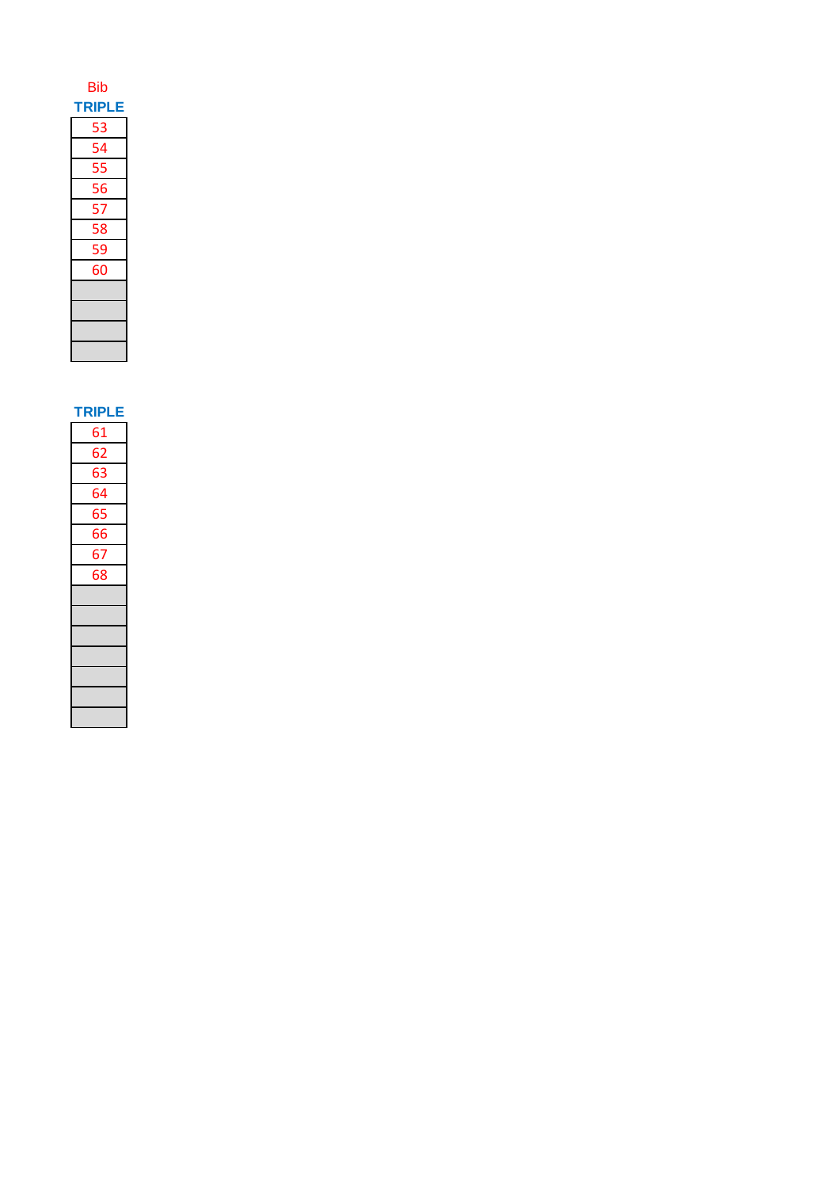| Bib |
| --- |
| **TRIPLE** |
| 53 |
| 54 |
| 55 |
| 56 |
| 57 |
| 58 |
| 59 |
| 60 |
| |
| |
| |
| |

| **TRIPLE** |
| --- |
| 61 |
| 62 |
| 63 |
| 64 |
| 65 |
| 66 |
| 67 |
| 68 |
| |
| |
| |
| |
| |
| |
| |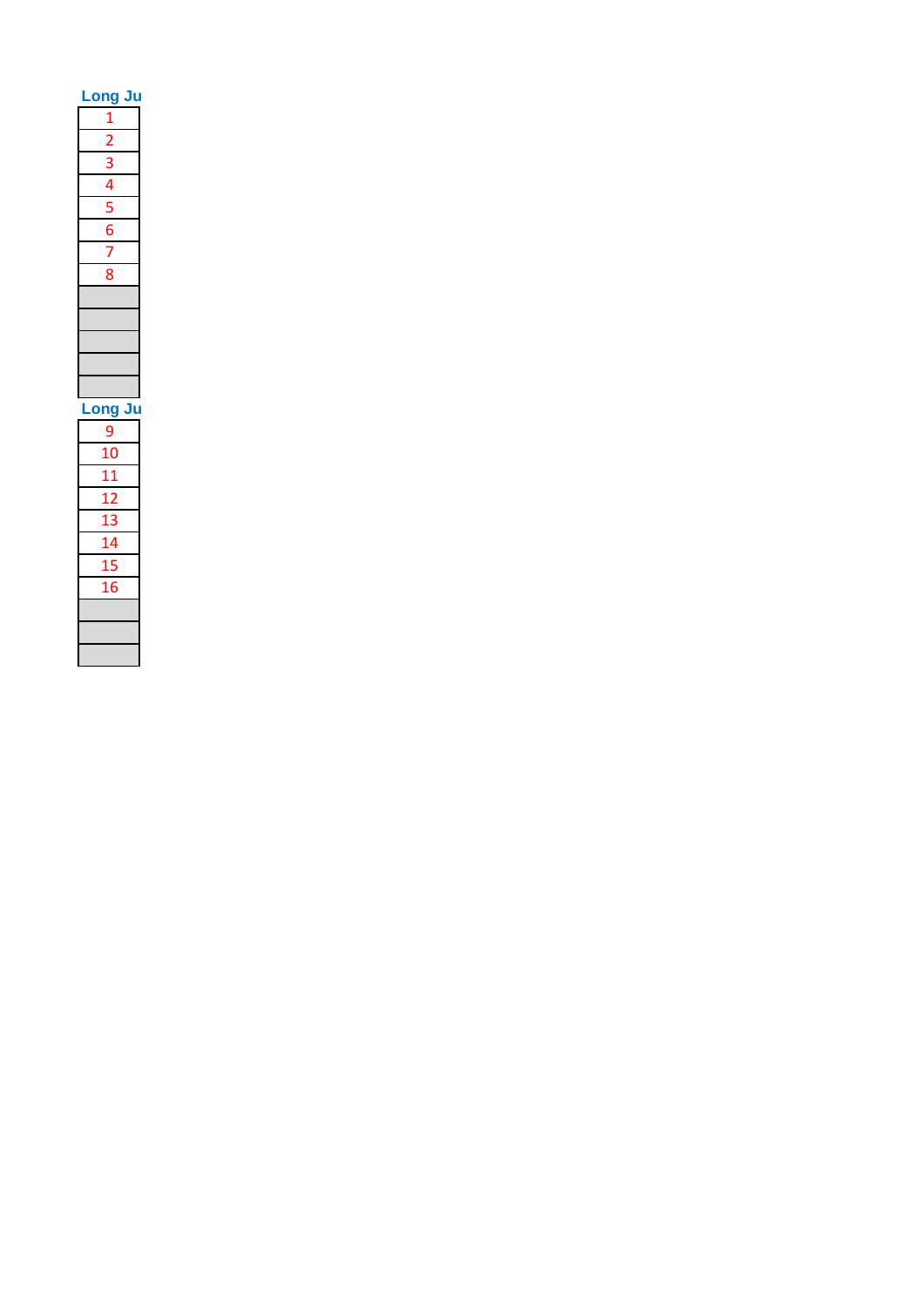| Long Ju |
|---|
| 1 |
| 2 |
| 3 |
| 4 |
| 5 |
| 6 |
| 7 |
| 8 |
| |
| |
| |
| |
| |

| Long Ju |
|---|
| 9 |
| 10 |
| 11 |
| 12 |
| 13 |
| 14 |
| 15 |
| 16 |
| |
| |
| |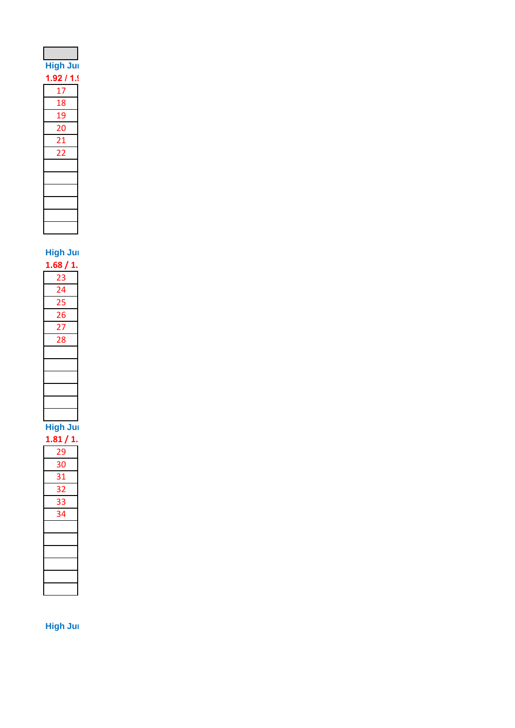High Ju

1.92 / 1.

| 17 |
|---|
| 18 |
| 19 |
| 20 |
| 21 |
| 22 |
| |
| |
| |
| |
| |
| |

High Ju

1.68 / 1.

| 23 |
|---|
| 24 |
| 25 |
| 26 |
| 27 |
| 28 |
| |
| |
| |
| |
| |
| |

High Ju

1.81 / 1.

| 29 |
|---|
| 30 |
| 31 |
| 32 |
| 33 |
| 34 |
| |
| |
| |
| |
| |
| |

High Ju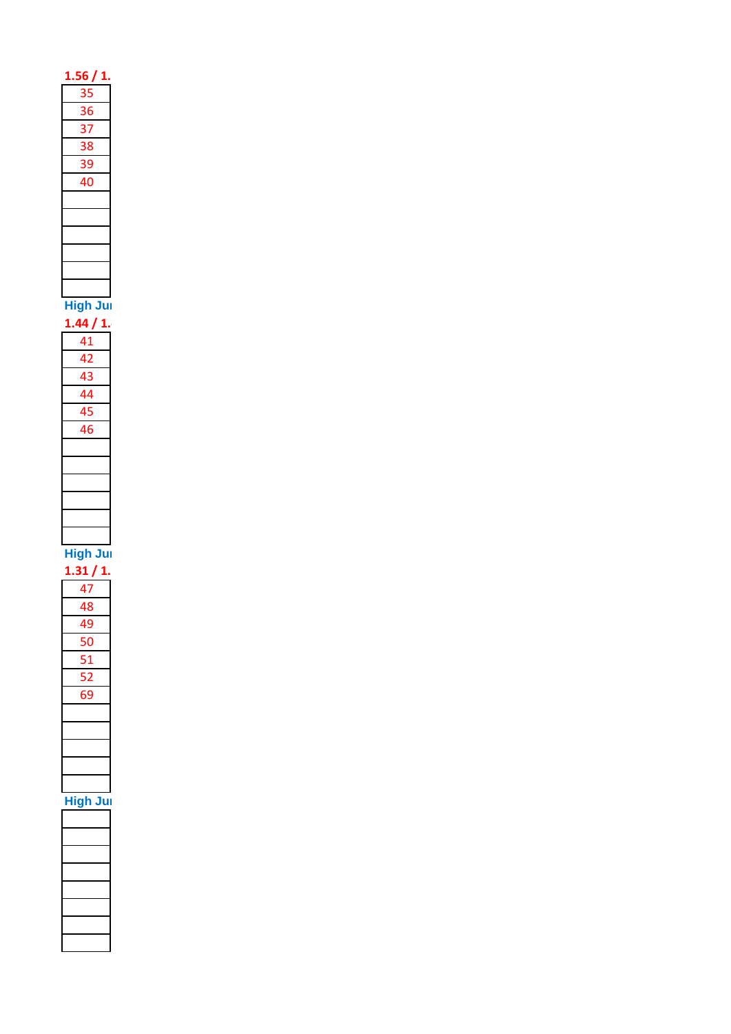**1.56 / 1.**

| 35 |
|---|
| 36 |
| 37 |
| 38 |
| 39 |
| 40 |
| |
| |
| |
| |
| |
| |

**High Ju**

**1.44 / 1.**

| 41 |
|---|
| 42 |
| 43 |
| 44 |
| 45 |
| 46 |
| |
| |
| |
| |
| |
| |

**High Ju**

**1.31 / 1.**

| 47 |
|---|
| 48 |
| 49 |
| 50 |
| 51 |
| 52 |
| 69 |
| |
| |
| |
| |
| |

**High Ju**

| |
|---|
| |
| |
| |
| |
| |
| |
| |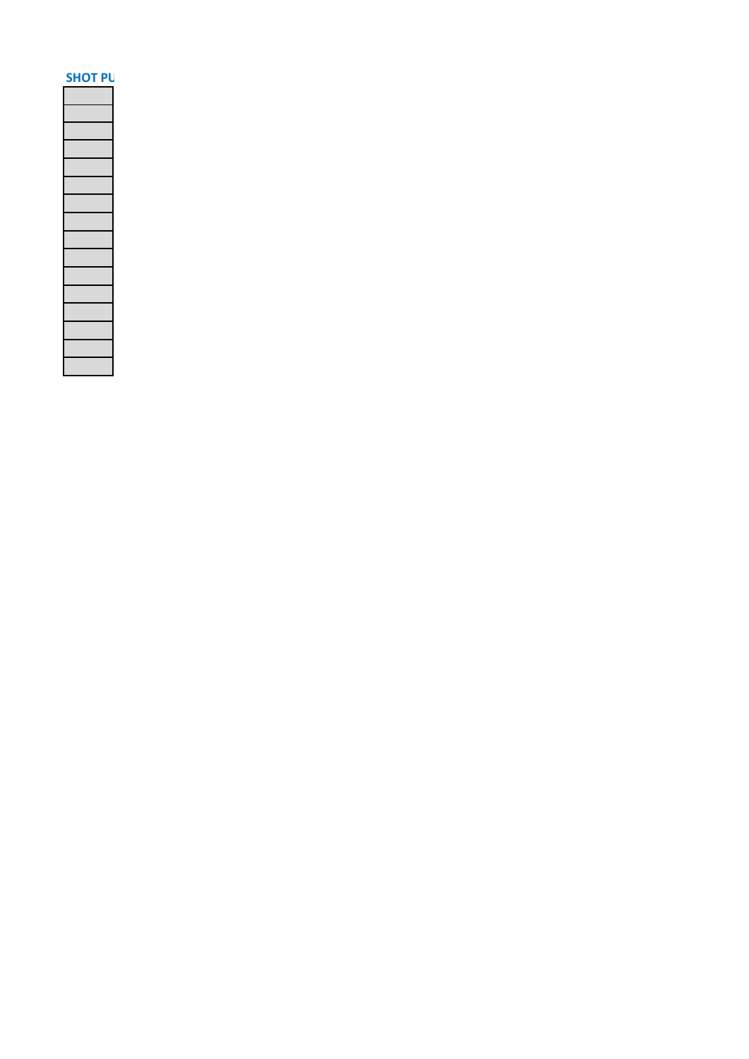**SHOT PU**

|  |
|---|
|  |
|  |
|  |
|  |
|  |
|  |
|  |
|  |
|  |
|  |
|  |
|  |
|  |
|  |
|  |
|  |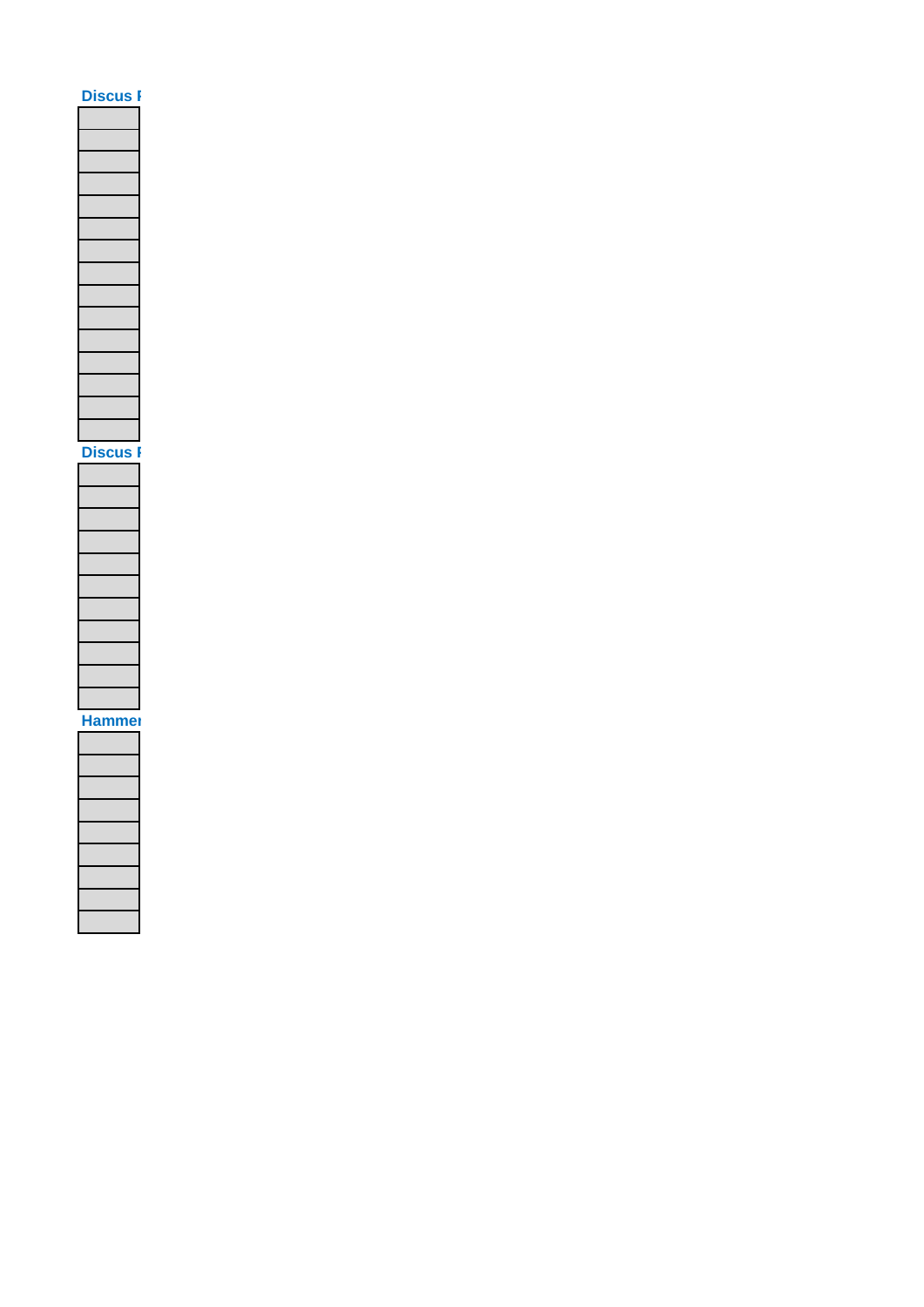**Discus F**

| |
|---|
| |
| |
| |
| |
| |
| |
| |
| |
| |
| |
| |
| |
| |
| |

**Discus F**

| |
|---|
| |
| |
| |
| |
| |
| |
| |
| |
| |
| |

**Hammer**

| |
|---|
| |
| |
| |
| |
| |
| |
| |
| |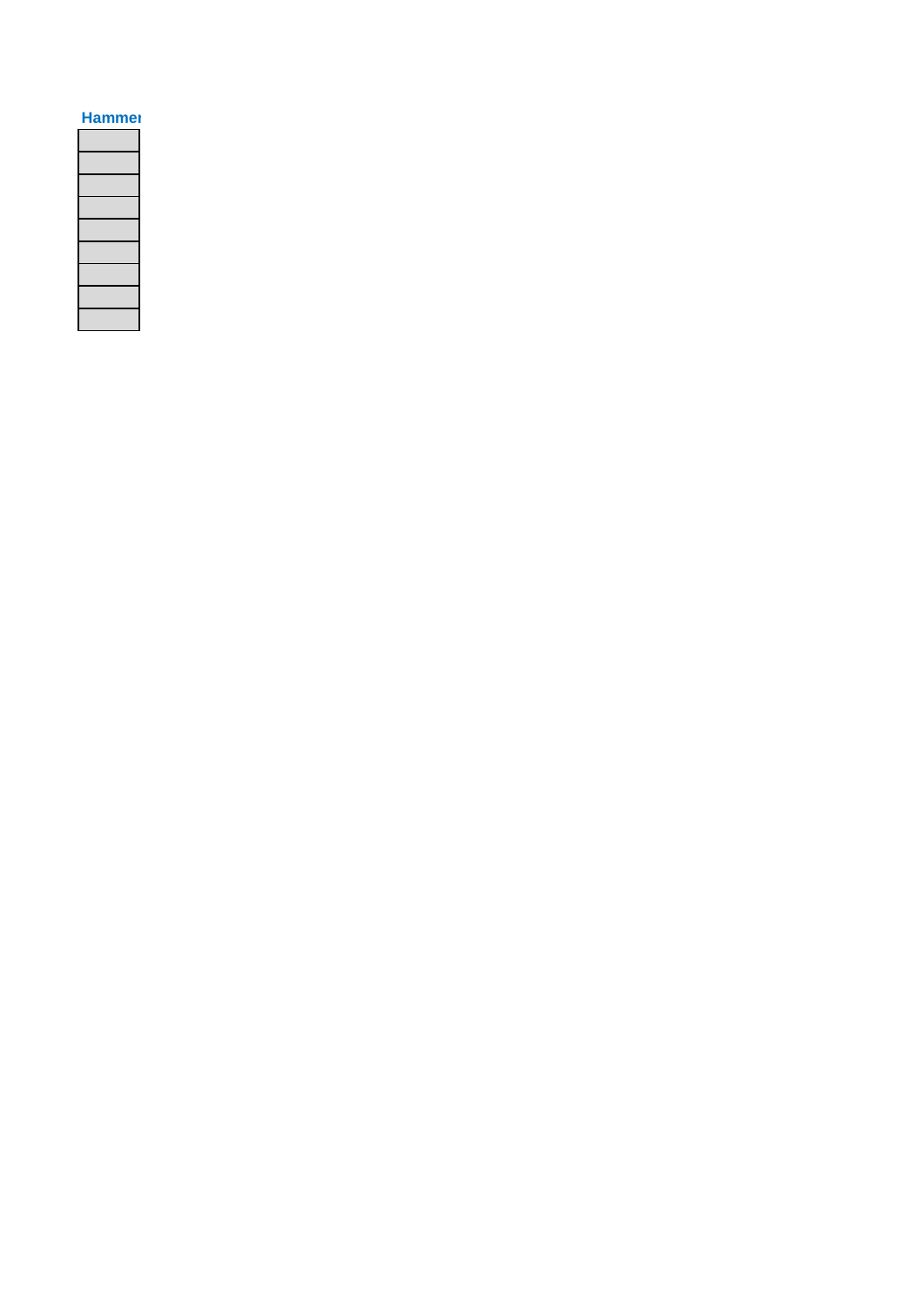**Hammer**

|  |
|---|
|  |
|  |
|  |
|  |
|  |
|  |
|  |
|  |
|  |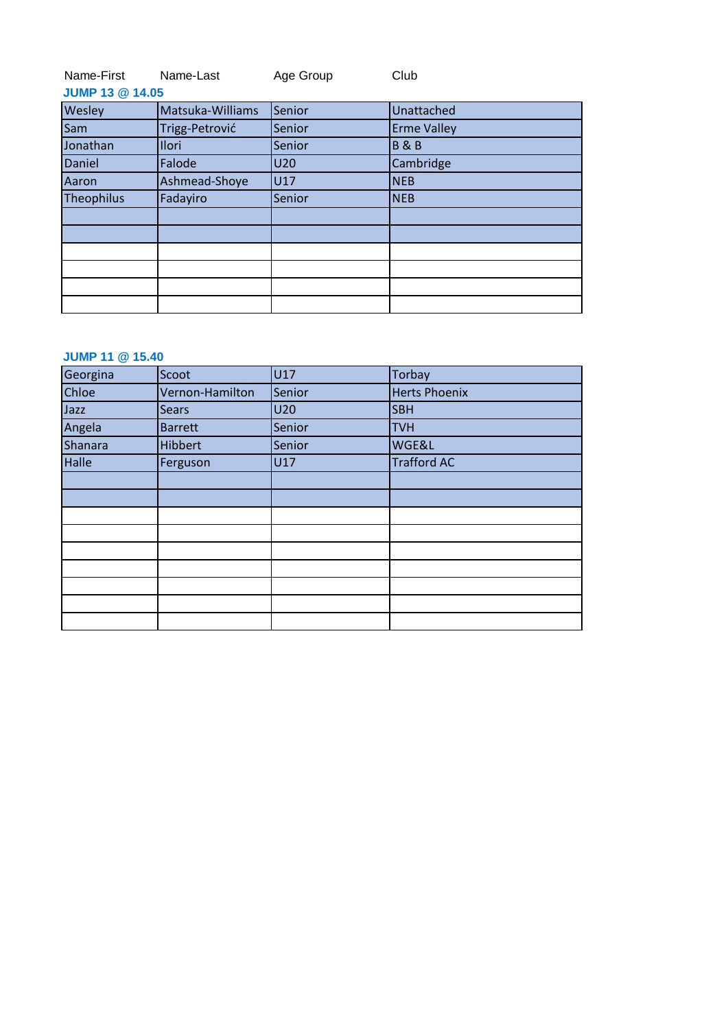| Name-First | Name-Last | Age Group | Club |
|---|---|---|---|
| **JUMP 13 @ 14.05** | | | |
| Wesley | Matsuka-Williams | Senior | Unattached |
| Sam | Trigg-Petrović | Senior | Erme Valley |
| Jonathan | Ilori | Senior | B & B |
| Daniel | Falode | U20 | Cambridge |
| Aaron | Ashmead-Shoye | U17 | NEB |
| Theophilus | Fadayiro | Senior | NEB |
| | | | |
| | | | |
| | | | |
| | | | |
| | | | |
| | | | |

**JUMP 11 @ 15.40**

| Name-First | Name-Last | Age Group | Club |
|---|---|---|---|
| Georgina | Scoot | U17 | Torbay |
| Chloe | Vernon-Hamilton | Senior | Herts Phoenix |
| Jazz | Sears | U20 | SBH |
| Angela | Barrett | Senior | TVH |
| Shanara | Hibbert | Senior | WGE&L |
| Halle | Ferguson | U17 | Trafford AC |
| | | | |
| | | | |
| | | | |
| | | | |
| | | | |
| | | | |
| | | | |
| | | | |
| | | | |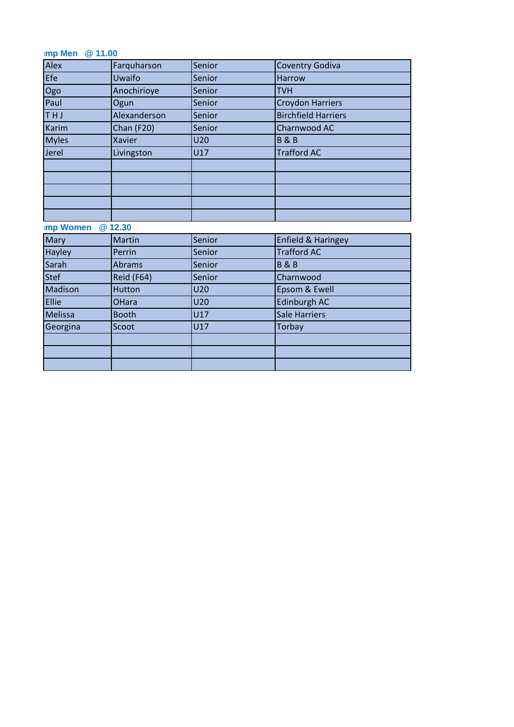**mp Men @ 11.00**

| | | | |
|---|---|---|---|
| Alex | Farquharson | Senior | Coventry Godiva |
| Efe | Uwaifo | Senior | Harrow |
| Ogo | Anochirioye | Senior | TVH |
| Paul | Ogun | Senior | Croydon Harriers |
| T H J | Alexanderson | Senior | Birchfield Harriers |
| Karim | Chan (F20) | Senior | Charnwood AC |
| Myles | Xavier | U20 | B & B |
| Jerel | Livingston | U17 | Trafford AC |
| | | | |
| | | | |
| | | | |
| | | | |
| | | | |

**mp Women @ 12.30**

| | | | |
|---|---|---|---|
| Mary | Martin | Senior | Enfield & Haringey |
| Hayley | Perrin | Senior | Trafford AC |
| Sarah | Abrams | Senior | B & B |
| Stef | Reid (F64) | Senior | Charnwood |
| Madison | Hutton | U20 | Epsom & Ewell |
| Ellie | OHara | U20 | Edinburgh AC |
| Melissa | Booth | U17 | Sale Harriers |
| Georgina | Scoot | U17 | Torbay |
| | | | |
| | | | |
| | | | |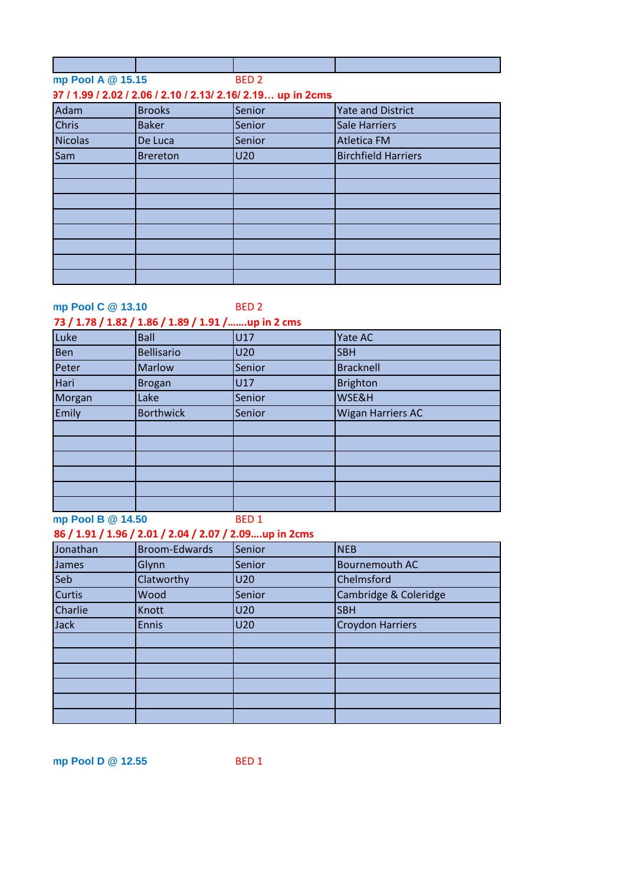| | | | |
|---|---|---|---|

**mp Pool A @ 15.15** BED 2

**97 / 1.99 / 2.02 / 2.06 / 2.10 / 2.13/ 2.16/ 2.19... up in 2cms**

| | | | |
|---|---|---|---|
| Adam | Brooks | Senior | Yate and District |
| Chris | Baker | Senior | Sale Harriers |
| Nicolas | De Luca | Senior | Atletica FM |
| Sam | Brereton | U20 | Birchfield Harriers |
| | | | |
| | | | |
| | | | |
| | | | |
| | | | |
| | | | |
| | | | |
| | | | |

**mp Pool C @ 13.10** BED 2

**73 / 1.78 / 1.82 / 1.86 / 1.89 / 1.91 /.......up in 2 cms**

| | | | |
|---|---|---|---|
| Luke | Ball | U17 | Yate AC |
| Ben | Bellisario | U20 | SBH |
| Peter | Marlow | Senior | Bracknell |
| Hari | Brogan | U17 | Brighton |
| Morgan | Lake | Senior | WSE&H |
| Emily | Borthwick | Senior | Wigan Harriers AC |
| | | | |
| | | | |
| | | | |
| | | | |
| | | | |
| | | | |

**mp Pool B @ 14.50** BED 1

**86 / 1.91 / 1.96 / 2.01 / 2.04 / 2.07 / 2.09....up in 2cms**

| | | | |
|---|---|---|---|
| Jonathan | Broom-Edwards | Senior | NEB |
| James | Glynn | Senior | Bournemouth AC |
| Seb | Clatworthy | U20 | Chelmsford |
| Curtis | Wood | Senior | Cambridge & Coleridge |
| Charlie | Knott | U20 | SBH |
| Jack | Ennis | U20 | Croydon Harriers |
| | | | |
| | | | |
| | | | |
| | | | |
| | | | |
| | | | |

**mp Pool D @ 12.55** BED 1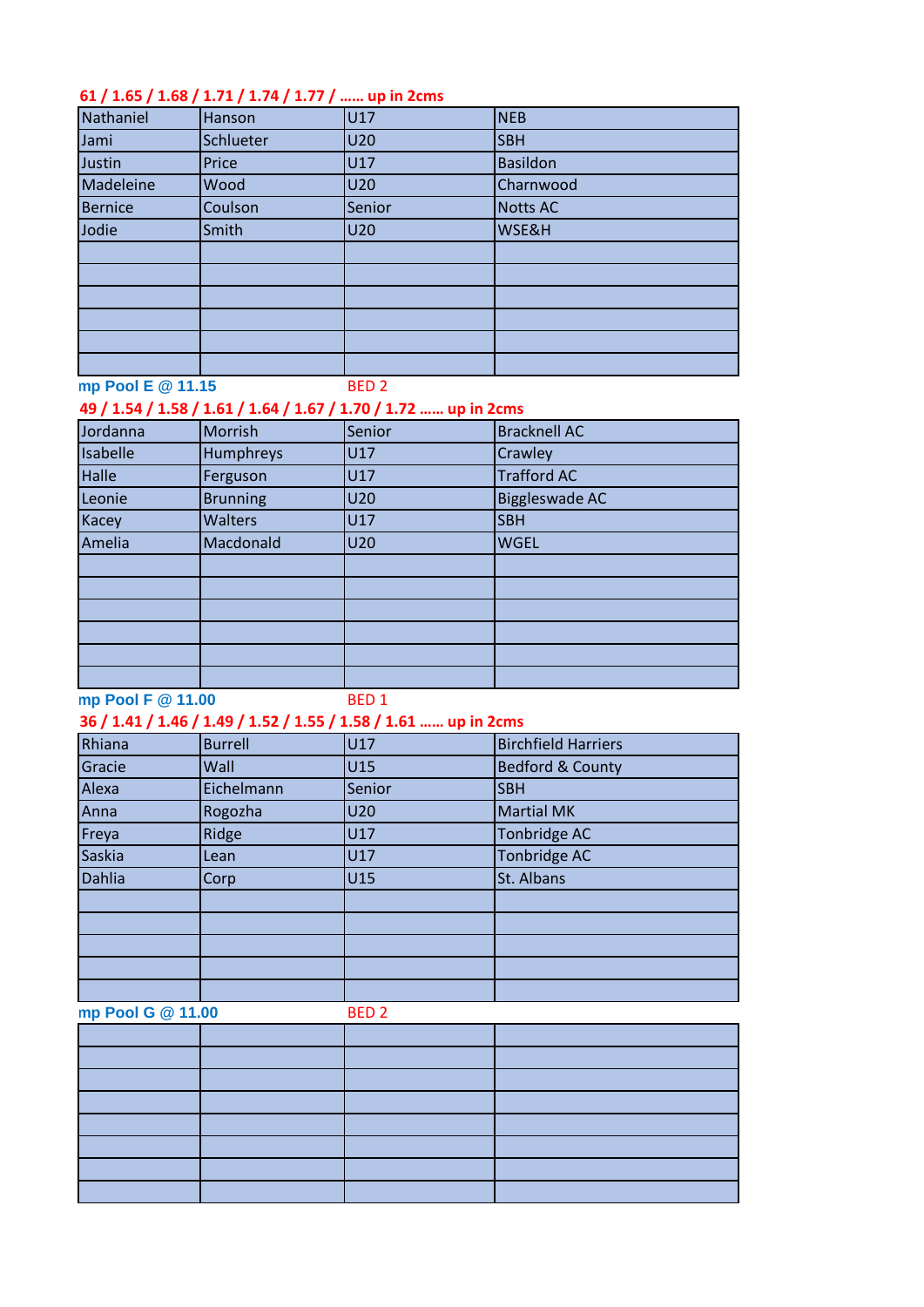**61 / 1.65 / 1.68 / 1.71 / 1.74 / 1.77 / …… up in 2cms**

| | | | |
|---|---|---|---|
| Nathaniel | Hanson | U17 | NEB |
| Jami | Schlueter | U20 | SBH |
| Justin | Price | U17 | Basildon |
| Madeleine | Wood | U20 | Charnwood |
| Bernice | Coulson | Senior | Notts AC |
| Jodie | Smith | U20 | WSE&H |
| | | | |
| | | | |
| | | | |
| | | | |
| | | | |
| | | | |

**mp Pool E @ 11.15** BED 2

**49 / 1.54 / 1.58 / 1.61 / 1.64 / 1.67 / 1.70 / 1.72 …… up in 2cms**

| | | | |
|---|---|---|---|
| Jordanna | Morrish | Senior | Bracknell AC |
| Isabelle | Humphreys | U17 | Crawley |
| Halle | Ferguson | U17 | Trafford AC |
| Leonie | Brunning | U20 | Biggleswade AC |
| Kacey | Walters | U17 | SBH |
| Amelia | Macdonald | U20 | WGEL |
| | | | |
| | | | |
| | | | |
| | | | |
| | | | |
| | | | |

**mp Pool F @ 11.00** BED 1

**36 / 1.41 / 1.46 / 1.49 / 1.52 / 1.55 / 1.58 / 1.61 …… up in 2cms**

| | | | |
|---|---|---|---|
| Rhiana | Burrell | U17 | Birchfield Harriers |
| Gracie | Wall | U15 | Bedford & County |
| Alexa | Eichelmann | Senior | SBH |
| Anna | Rogozha | U20 | Martial MK |
| Freya | Ridge | U17 | Tonbridge AC |
| Saskia | Lean | U17 | Tonbridge AC |
| Dahlia | Corp | U15 | St. Albans |
| | | | |
| | | | |
| | | | |
| | | | |
| | | | |

**mp Pool G @ 11.00** BED 2

| | | | |
|---|---|---|---|
| | | | |
| | | | |
| | | | |
| | | | |
| | | | |
| | | | |
| | | | |
| | | | |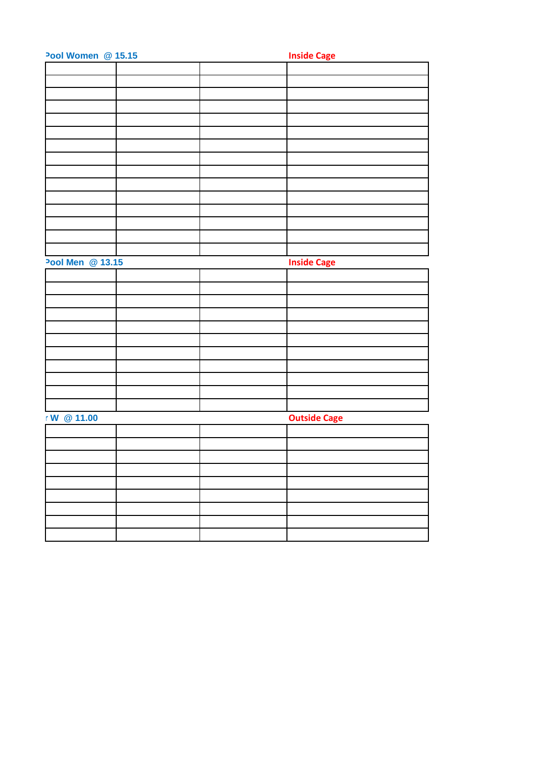Pool Women @ 15.15 Inside Cage

| | | | |
|---|---|---|---|
| | | | |
| | | | |
| | | | |
| | | | |
| | | | |
| | | | |
| | | | |
| | | | |
| | | | |
| | | | |
| | | | |
| | | | |
| | | | |
| | | | |

Pool Men @ 13.15 Inside Cage

| | | | |
|---|---|---|---|
| | | | |
| | | | |
| | | | |
| | | | |
| | | | |
| | | | |
| | | | |
| | | | |
| | | | |
| | | | |

r W @ 11.00 Outside Cage

| | | | |
|---|---|---|---|
| | | | |
| | | | |
| | | | |
| | | | |
| | | | |
| | | | |
| | | | |
| | | | |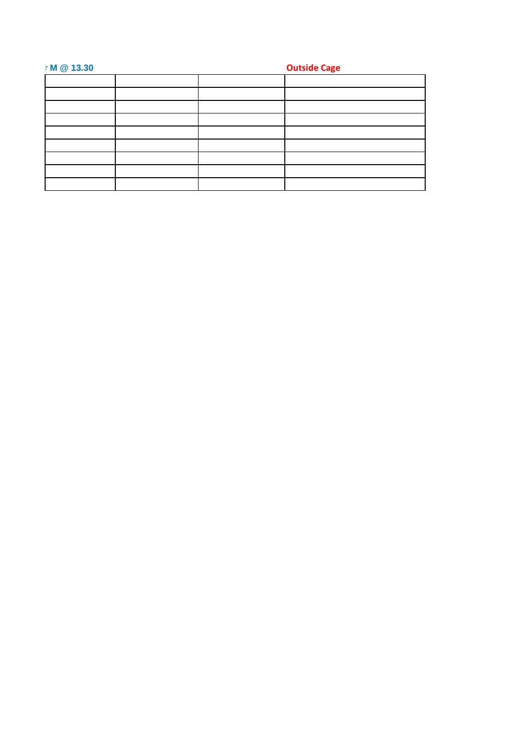r M @ 13.30 **Outside Cage**

| | | | |
|---|---|---|---|
| | | | |
| | | | |
| | | | |
| | | | |
| | | | |
| | | | |
| | | | |
| | | | |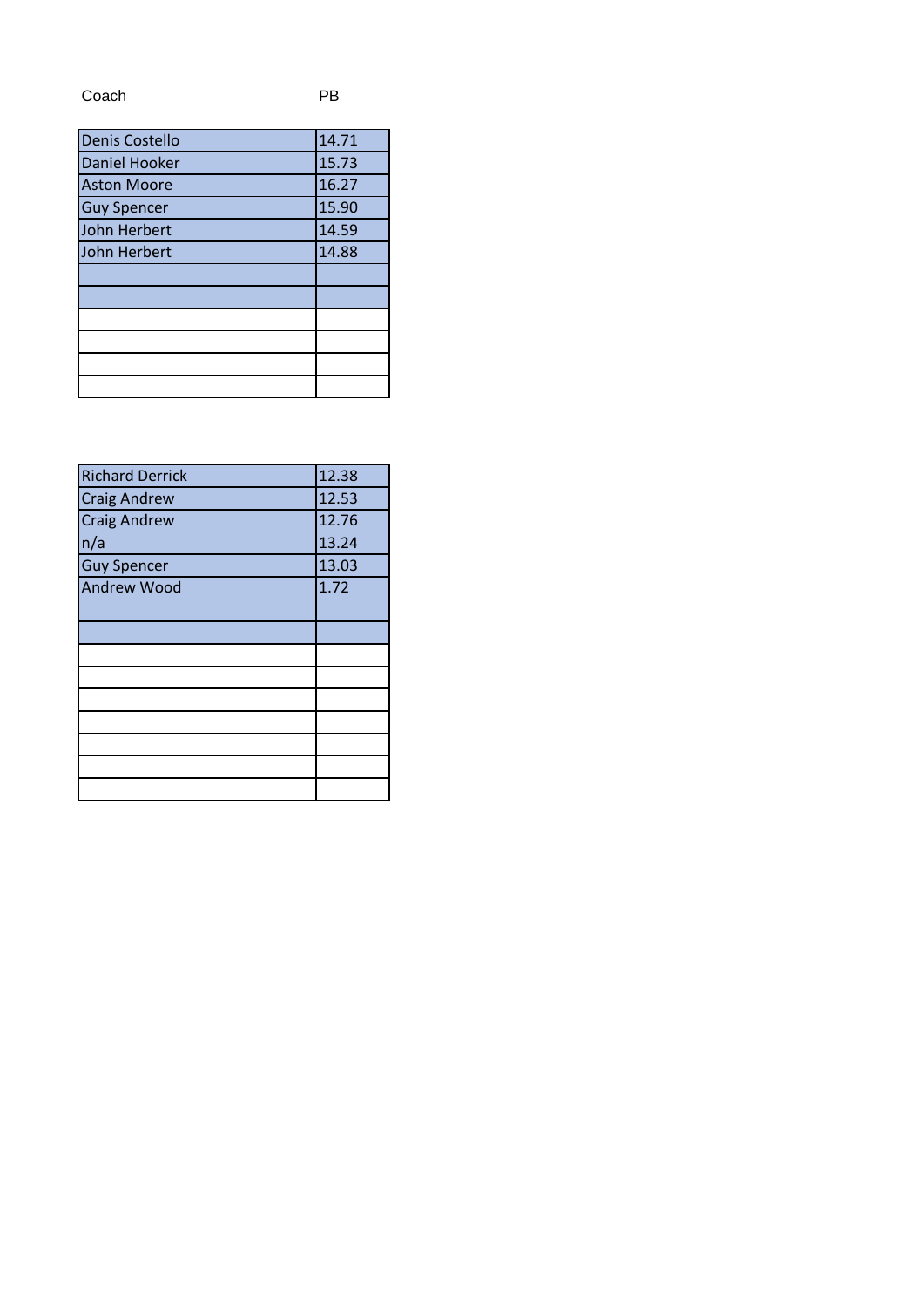| Coach | PB |
| --- | --- |
| Denis Costello | 14.71 |
| Daniel Hooker | 15.73 |
| Aston Moore | 16.27 |
| Guy Spencer | 15.90 |
| John Herbert | 14.59 |
| John Herbert | 14.88 |
| | |
| | |
| | |
| | |
| | |
| | |

| Coach | PB |
| --- | --- |
| Richard Derrick | 12.38 |
| Craig Andrew | 12.53 |
| Craig Andrew | 12.76 |
| n/a | 13.24 |
| Guy Spencer | 13.03 |
| Andrew Wood | 1.72 |
| | |
| | |
| | |
| | |
| | |
| | |
| | |
| | |
| | |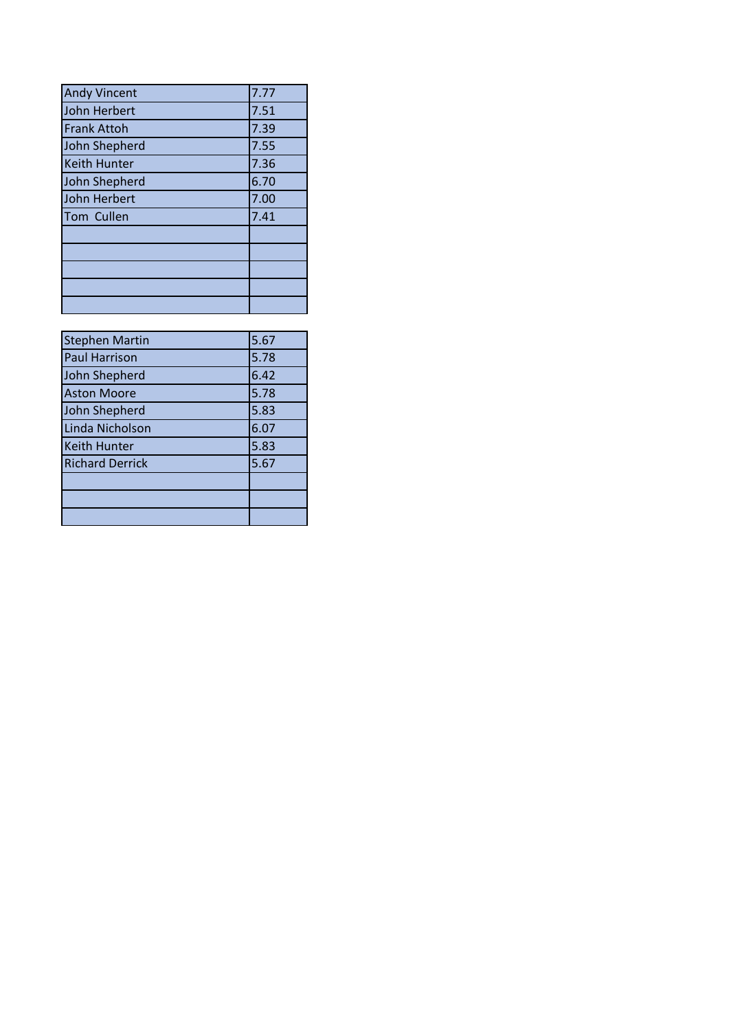| | |
|---|---|
| Andy Vincent | 7.77 |
| John Herbert | 7.51 |
| Frank Attoh | 7.39 |
| John Shepherd | 7.55 |
| Keith Hunter | 7.36 |
| John Shepherd | 6.70 |
| John Herbert | 7.00 |
| Tom  Cullen | 7.41 |
| | |
| | |
| | |
| | |
| | |

| | |
|---|---|
| Stephen Martin | 5.67 |
| Paul Harrison | 5.78 |
| John Shepherd | 6.42 |
| Aston Moore | 5.78 |
| John Shepherd | 5.83 |
| Linda Nicholson | 6.07 |
| Keith Hunter | 5.83 |
| Richard Derrick | 5.67 |
| | |
| | |
| | |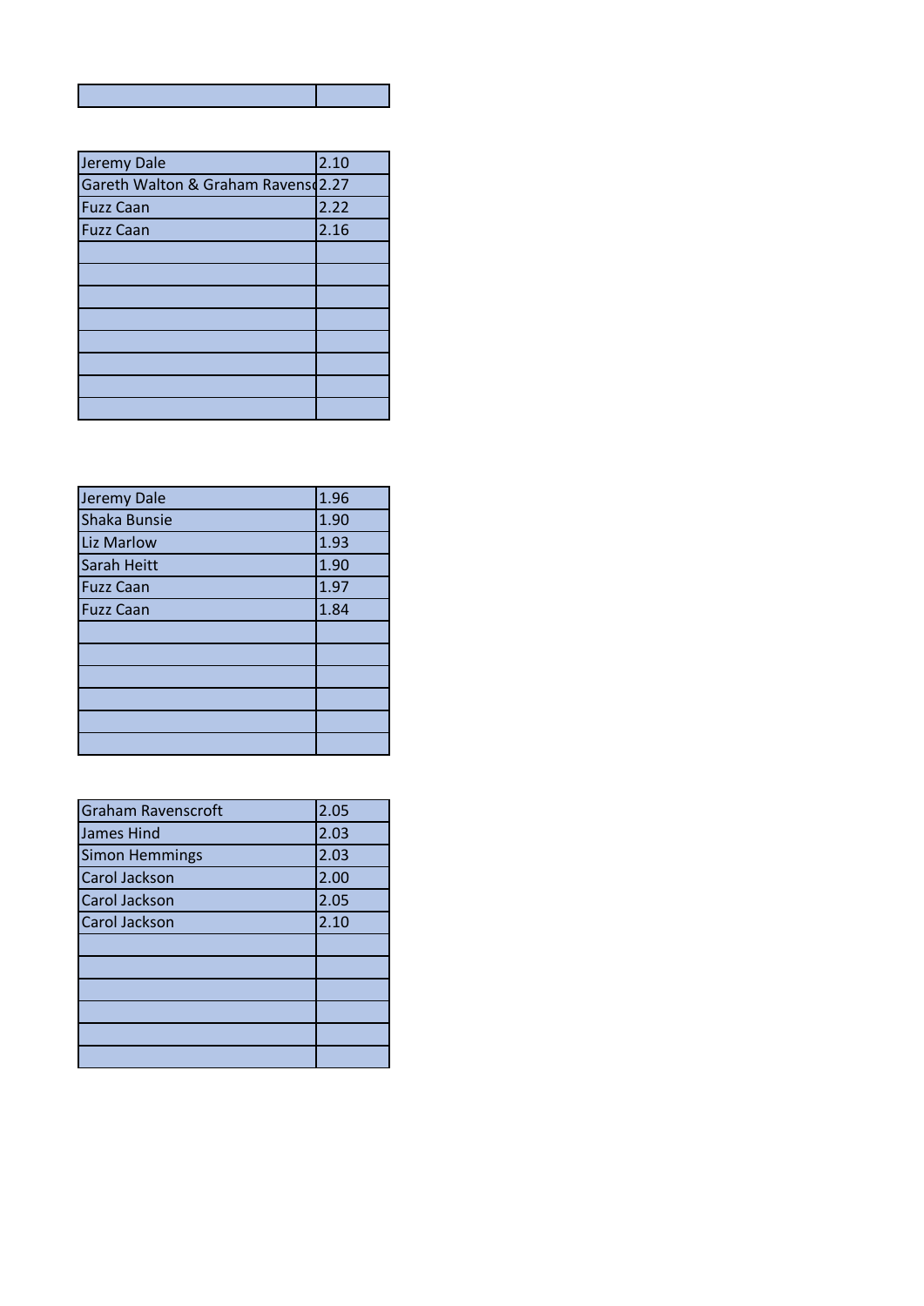| | |
|---|---|
| | |

| | |
|---|---|
| Jeremy Dale | 2.10 |
| Gareth Walton & Graham Ravensc | 2.27 |
| Fuzz Caan | 2.22 |
| Fuzz Caan | 2.16 |
| | |
| | |
| | |
| | |
| | |
| | |
| | |
| | |

| | |
|---|---|
| Jeremy Dale | 1.96 |
| Shaka Bunsie | 1.90 |
| Liz Marlow | 1.93 |
| Sarah Heitt | 1.90 |
| Fuzz Caan | 1.97 |
| Fuzz Caan | 1.84 |
| | |
| | |
| | |
| | |
| | |
| | |

| | |
|---|---|
| Graham Ravenscroft | 2.05 |
| James Hind | 2.03 |
| Simon Hemmings | 2.03 |
| Carol Jackson | 2.00 |
| Carol Jackson | 2.05 |
| Carol Jackson | 2.10 |
| | |
| | |
| | |
| | |
| | |
| | |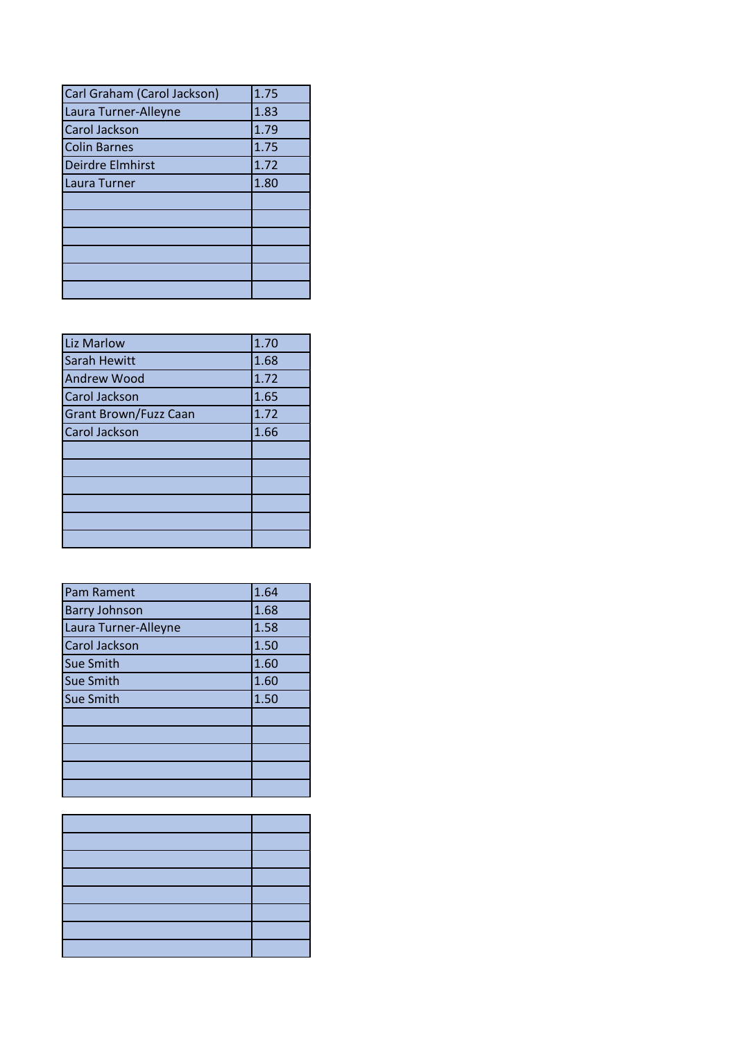| | |
|---|---|
| Carl Graham (Carol Jackson) | 1.75 |
| Laura Turner-Alleyne | 1.83 |
| Carol Jackson | 1.79 |
| Colin Barnes | 1.75 |
| Deirdre Elmhirst | 1.72 |
| Laura Turner | 1.80 |
| | |
| | |
| | |
| | |
| | |
| | |

| | |
|---|---|
| Liz Marlow | 1.70 |
| Sarah Hewitt | 1.68 |
| Andrew Wood | 1.72 |
| Carol Jackson | 1.65 |
| Grant Brown/Fuzz Caan | 1.72 |
| Carol Jackson | 1.66 |
| | |
| | |
| | |
| | |
| | |
| | |

| | |
|---|---|
| Pam Rament | 1.64 |
| Barry Johnson | 1.68 |
| Laura Turner-Alleyne | 1.58 |
| Carol Jackson | 1.50 |
| Sue Smith | 1.60 |
| Sue Smith | 1.60 |
| Sue Smith | 1.50 |
| | |
| | |
| | |
| | |
| | |

| | |
|---|---|
| | |
| | |
| | |
| | |
| | |
| | |
| | |
| | |